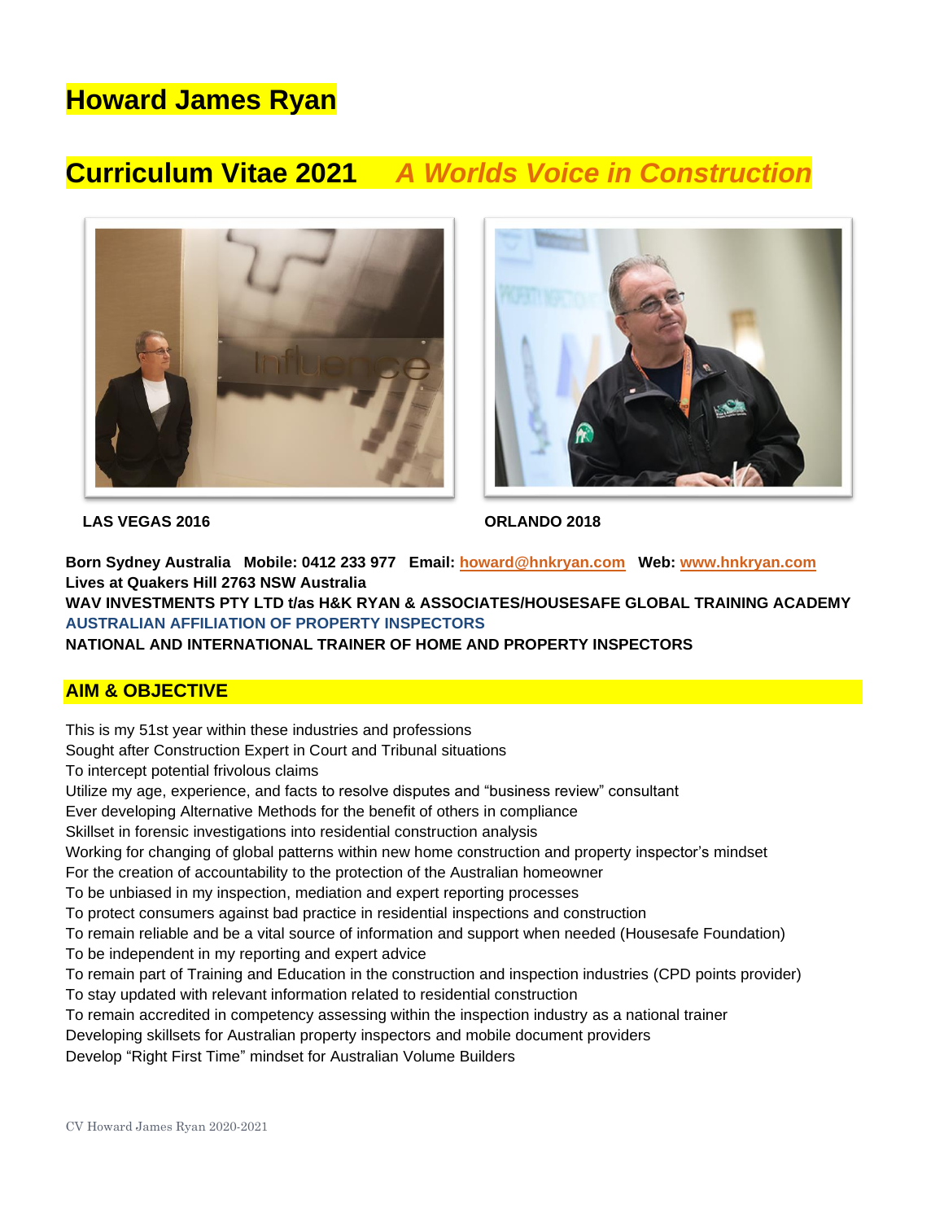# Howard James Ryan

## Curriculum Vitae 2021 *A Worlds Voice in Construction*

**LAS VEGAS 2016** **ORLANDO 2018**

**Born Sydney Australia Mobile: 0412 233 977 Email: howard@hnkryan.com Web: www.hnkryan.com**
**Lives at Quakers Hill 2763 NSW Australia**
**WAV INVESTMENTS PTY LTD t/as H&K RYAN & ASSOCIATES/HOUSESAFE GLOBAL TRAINING ACADEMY**
**AUSTRALIAN AFFILIATION OF PROPERTY INSPECTORS**
**NATIONAL AND INTERNATIONAL TRAINER OF HOME AND PROPERTY INSPECTORS**

## AIM & OBJECTIVE

This is my 51st year within these industries and professions
Sought after Construction Expert in Court and Tribunal situations
To intercept potential frivolous claims
Utilize my age, experience, and facts to resolve disputes and "business review" consultant
Ever developing Alternative Methods for the benefit of others in compliance
Skillset in forensic investigations into residential construction analysis
Working for changing of global patterns within new home construction and property inspector's mindset
For the creation of accountability to the protection of the Australian homeowner
To be unbiased in my inspection, mediation and expert reporting processes
To protect consumers against bad practice in residential inspections and construction
To remain reliable and be a vital source of information and support when needed (Housesafe Foundation)
To be independent in my reporting and expert advice
To remain part of Training and Education in the construction and inspection industries (CPD points provider)
To stay updated with relevant information related to residential construction
To remain accredited in competency assessing within the inspection industry as a national trainer
Developing skillsets for Australian property inspectors and mobile document providers
Develop "Right First Time" mindset for Australian Volume Builders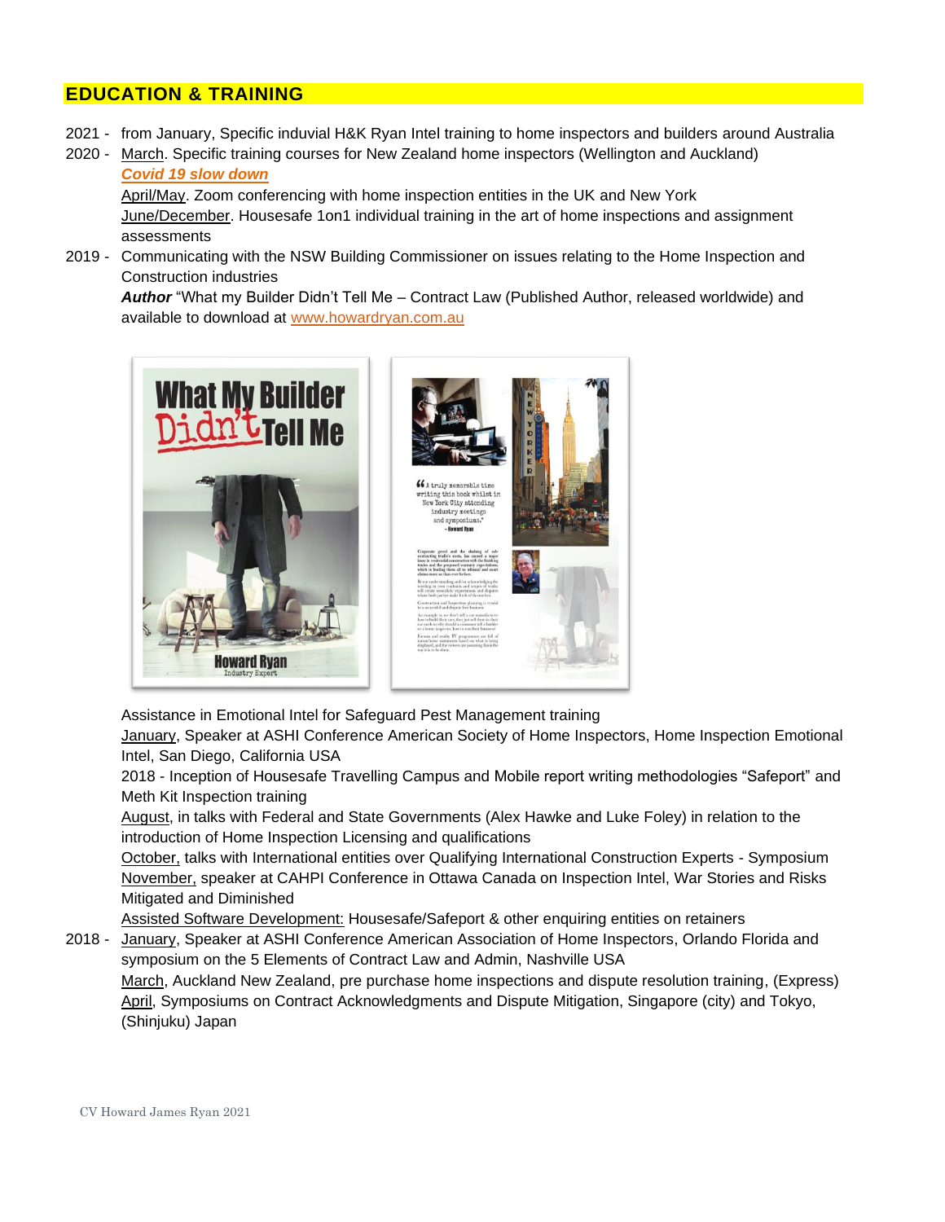## EDUCATION & TRAINING

2021 - from January, Specific induvial H&K Ryan Intel training to home inspectors and builders around Australia

2020 - March. Specific training courses for New Zealand home inspectors (Wellington and Auckland)

***Covid 19 slow down***

April/May. Zoom conferencing with home inspection entities in the UK and New York

June/December. Housesafe 1on1 individual training in the art of home inspections and assignment assessments

2019 - Communicating with the NSW Building Commissioner on issues relating to the Home Inspection and Construction industries

***Author*** "What my Builder Didn't Tell Me – Contract Law (Published Author, released worldwide) and available to download at www.howardryan.com.au

Assistance in Emotional Intel for Safeguard Pest Management training

January, Speaker at ASHI Conference American Society of Home Inspectors, Home Inspection Emotional Intel, San Diego, California USA

2018 - Inception of Housesafe Travelling Campus and Mobile report writing methodologies "Safeport" and Meth Kit Inspection training

August, in talks with Federal and State Governments (Alex Hawke and Luke Foley) in relation to the introduction of Home Inspection Licensing and qualifications

October, talks with International entities over Qualifying International Construction Experts - Symposium

November, speaker at CAHPI Conference in Ottawa Canada on Inspection Intel, War Stories and Risks Mitigated and Diminished

Assisted Software Development: Housesafe/Safeport & other enquiring entities on retainers

2018 - January, Speaker at ASHI Conference American Association of Home Inspectors, Orlando Florida and symposium on the 5 Elements of Contract Law and Admin, Nashville USA

March, Auckland New Zealand, pre purchase home inspections and dispute resolution training, (Express)

April, Symposiums on Contract Acknowledgments and Dispute Mitigation, Singapore (city) and Tokyo, (Shinjuku) Japan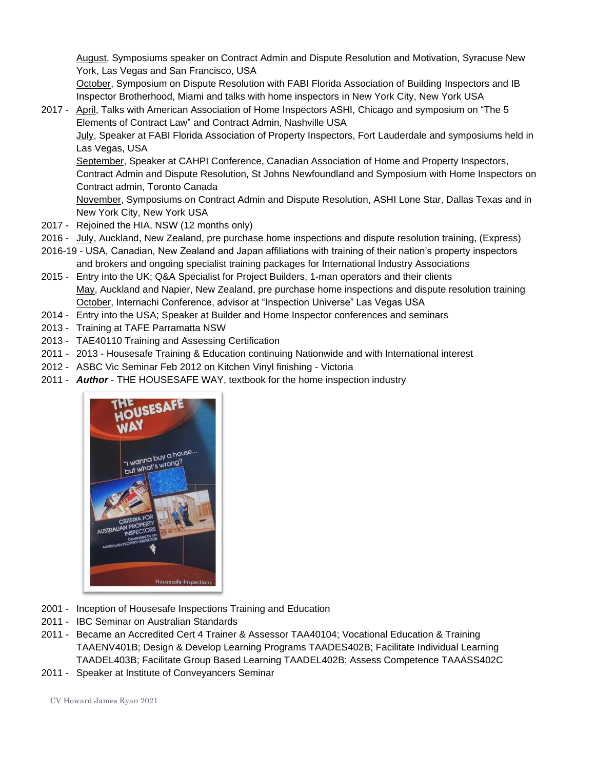August, Symposiums speaker on Contract Admin and Dispute Resolution and Motivation, Syracuse New York, Las Vegas and San Francisco, USA
October, Symposium on Dispute Resolution with FABI Florida Association of Building Inspectors and IB Inspector Brotherhood, Miami and talks with home inspectors in New York City, New York USA

- 2017 - April, Talks with American Association of Home Inspectors ASHI, Chicago and symposium on "The 5 Elements of Contract Law" and Contract Admin, Nashville USA
  July, Speaker at FABI Florida Association of Property Inspectors, Fort Lauderdale and symposiums held in Las Vegas, USA
  September, Speaker at CAHPI Conference, Canadian Association of Home and Property Inspectors, Contract Admin and Dispute Resolution, St Johns Newfoundland and Symposium with Home Inspectors on Contract admin, Toronto Canada
  November, Symposiums on Contract Admin and Dispute Resolution, ASHI Lone Star, Dallas Texas and in New York City, New York USA
- 2017 - Rejoined the HIA, NSW (12 months only)
- 2016 - July, Auckland, New Zealand, pre purchase home inspections and dispute resolution training, (Express)
- 2016-19 - USA, Canadian, New Zealand and Japan affiliations with training of their nation's property inspectors and brokers and ongoing specialist training packages for International Industry Associations
- 2015 - Entry into the UK; Q&A Specialist for Project Builders, 1-man operators and their clients
  May, Auckland and Napier, New Zealand, pre purchase home inspections and dispute resolution training
  October, Internachi Conference, advisor at "Inspection Universe" Las Vegas USA
- 2014 - Entry into the USA; Speaker at Builder and Home Inspector conferences and seminars
- 2013 - Training at TAFE Parramatta NSW
- 2013 - TAE40110 Training and Assessing Certification
- 2011 - 2013 - Housesafe Training & Education continuing Nationwide and with International interest
- 2012 - ASBC Vic Seminar Feb 2012 on Kitchen Vinyl finishing - Victoria
- 2011 - ***Author*** - THE HOUSESAFE WAY, textbook for the home inspection industry

- 2001 - Inception of Housesafe Inspections Training and Education
- 2011 - IBC Seminar on Australian Standards
- 2011 - Became an Accredited Cert 4 Trainer & Assessor TAA40104; Vocational Education & Training TAAENV401B; Design & Develop Learning Programs TAADES402B; Facilitate Individual Learning TAADEL403B; Facilitate Group Based Learning TAADEL402B; Assess Competence TAAASS402C
- 2011 - Speaker at Institute of Conveyancers Seminar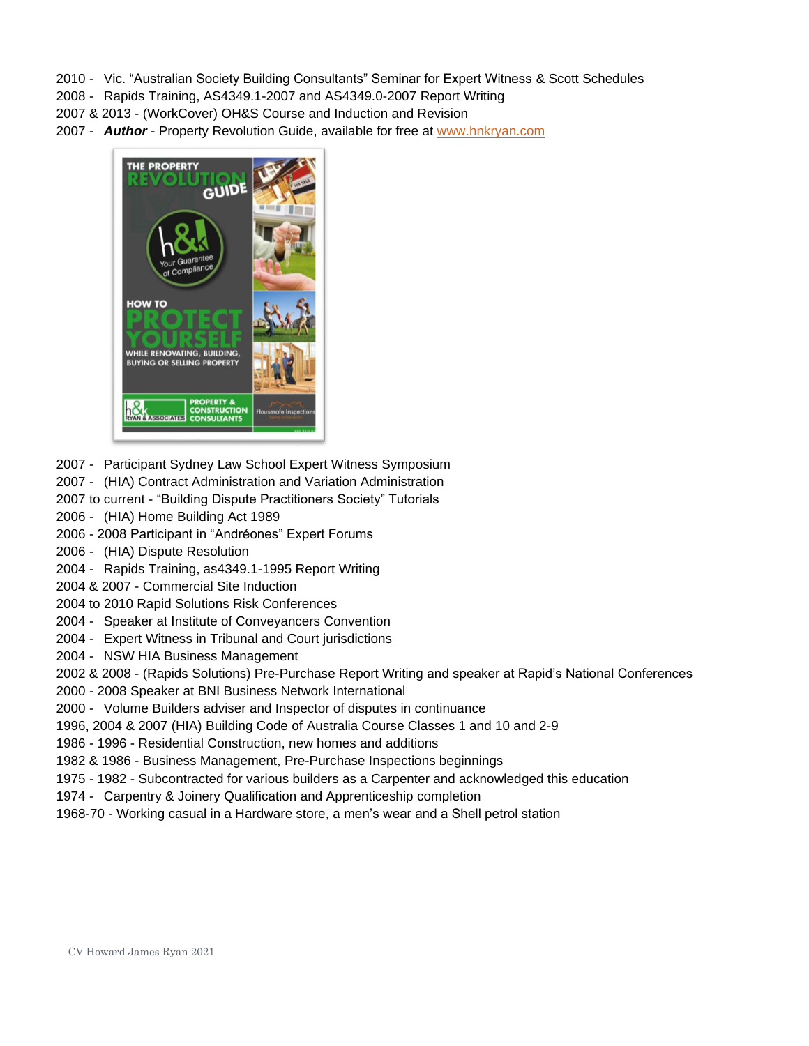2010 - Vic. "Australian Society Building Consultants" Seminar for Expert Witness & Scott Schedules
2008 - Rapids Training, AS4349.1-2007 and AS4349.0-2007 Report Writing
2007 & 2013 - (WorkCover) OH&S Course and Induction and Revision
2007 - ***Author*** - Property Revolution Guide, available for free at www.hnkryan.com

2007 - Participant Sydney Law School Expert Witness Symposium
2007 - (HIA) Contract Administration and Variation Administration
2007 to current - "Building Dispute Practitioners Society" Tutorials
2006 - (HIA) Home Building Act 1989
2006 - 2008 Participant in "Andréones" Expert Forums
2006 - (HIA) Dispute Resolution
2004 - Rapids Training, as4349.1-1995 Report Writing
2004 & 2007 - Commercial Site Induction
2004 to 2010 Rapid Solutions Risk Conferences
2004 - Speaker at Institute of Conveyancers Convention
2004 - Expert Witness in Tribunal and Court jurisdictions
2004 - NSW HIA Business Management
2002 & 2008 - (Rapids Solutions) Pre-Purchase Report Writing and speaker at Rapid's National Conferences
2000 - 2008 Speaker at BNI Business Network International
2000 - Volume Builders adviser and Inspector of disputes in continuance
1996, 2004 & 2007 (HIA) Building Code of Australia Course Classes 1 and 10 and 2-9
1986 - 1996 - Residential Construction, new homes and additions
1982 & 1986 - Business Management, Pre-Purchase Inspections beginnings
1975 - 1982 - Subcontracted for various builders as a Carpenter and acknowledged this education
1974 - Carpentry & Joinery Qualification and Apprenticeship completion
1968-70 - Working casual in a Hardware store, a men's wear and a Shell petrol station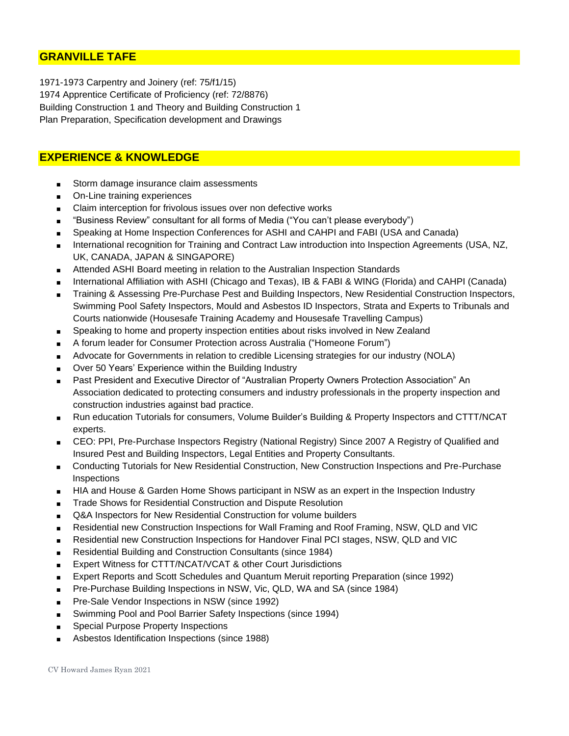## GRANVILLE TAFE

1971-1973 Carpentry and Joinery (ref: 75/f1/15)
1974 Apprentice Certificate of Proficiency (ref: 72/8876)
Building Construction 1 and Theory and Building Construction 1
Plan Preparation, Specification development and Drawings

## EXPERIENCE & KNOWLEDGE

- Storm damage insurance claim assessments
- On-Line training experiences
- Claim interception for frivolous issues over non defective works
- "Business Review" consultant for all forms of Media ("You can't please everybody")
- Speaking at Home Inspection Conferences for ASHI and CAHPI and FABI (USA and Canada)
- International recognition for Training and Contract Law introduction into Inspection Agreements (USA, NZ, UK, CANADA, JAPAN & SINGAPORE)
- Attended ASHI Board meeting in relation to the Australian Inspection Standards
- International Affiliation with ASHI (Chicago and Texas), IB & FABI & WING (Florida) and CAHPI (Canada)
- Training & Assessing Pre-Purchase Pest and Building Inspectors, New Residential Construction Inspectors, Swimming Pool Safety Inspectors, Mould and Asbestos ID Inspectors, Strata and Experts to Tribunals and Courts nationwide (Housesafe Training Academy and Housesafe Travelling Campus)
- Speaking to home and property inspection entities about risks involved in New Zealand
- A forum leader for Consumer Protection across Australia ("Homeone Forum")
- Advocate for Governments in relation to credible Licensing strategies for our industry (NOLA)
- Over 50 Years' Experience within the Building Industry
- Past President and Executive Director of "Australian Property Owners Protection Association" An Association dedicated to protecting consumers and industry professionals in the property inspection and construction industries against bad practice.
- Run education Tutorials for consumers, Volume Builder's Building & Property Inspectors and CTTT/NCAT experts.
- CEO: PPI, Pre-Purchase Inspectors Registry (National Registry) Since 2007 A Registry of Qualified and Insured Pest and Building Inspectors, Legal Entities and Property Consultants.
- Conducting Tutorials for New Residential Construction, New Construction Inspections and Pre-Purchase Inspections
- HIA and House & Garden Home Shows participant in NSW as an expert in the Inspection Industry
- Trade Shows for Residential Construction and Dispute Resolution
- Q&A Inspectors for New Residential Construction for volume builders
- Residential new Construction Inspections for Wall Framing and Roof Framing, NSW, QLD and VIC
- Residential new Construction Inspections for Handover Final PCI stages, NSW, QLD and VIC
- Residential Building and Construction Consultants (since 1984)
- Expert Witness for CTTT/NCAT/VCAT & other Court Jurisdictions
- Expert Reports and Scott Schedules and Quantum Meruit reporting Preparation (since 1992)
- Pre-Purchase Building Inspections in NSW, Vic, QLD, WA and SA (since 1984)
- Pre-Sale Vendor Inspections in NSW (since 1992)
- Swimming Pool and Pool Barrier Safety Inspections (since 1994)
- Special Purpose Property Inspections
- Asbestos Identification Inspections (since 1988)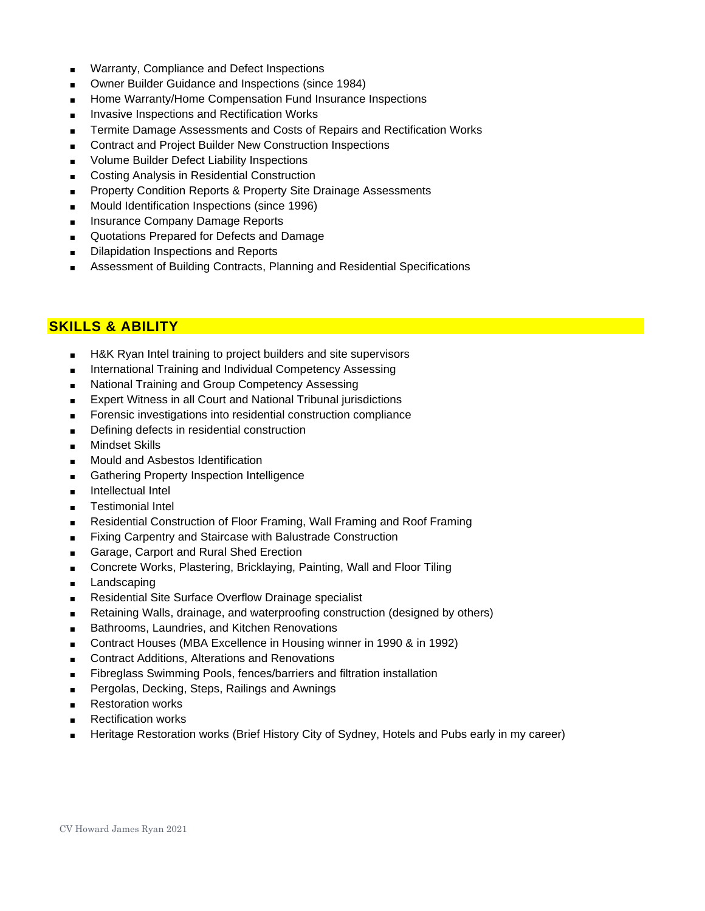- Warranty, Compliance and Defect Inspections
- Owner Builder Guidance and Inspections (since 1984)
- Home Warranty/Home Compensation Fund Insurance Inspections
- Invasive Inspections and Rectification Works
- Termite Damage Assessments and Costs of Repairs and Rectification Works
- Contract and Project Builder New Construction Inspections
- Volume Builder Defect Liability Inspections
- Costing Analysis in Residential Construction
- Property Condition Reports & Property Site Drainage Assessments
- Mould Identification Inspections (since 1996)
- Insurance Company Damage Reports
- Quotations Prepared for Defects and Damage
- Dilapidation Inspections and Reports
- Assessment of Building Contracts, Planning and Residential Specifications

## SKILLS & ABILITY

- H&K Ryan Intel training to project builders and site supervisors
- International Training and Individual Competency Assessing
- National Training and Group Competency Assessing
- Expert Witness in all Court and National Tribunal jurisdictions
- Forensic investigations into residential construction compliance
- Defining defects in residential construction
- Mindset Skills
- Mould and Asbestos Identification
- Gathering Property Inspection Intelligence
- Intellectual Intel
- Testimonial Intel
- Residential Construction of Floor Framing, Wall Framing and Roof Framing
- Fixing Carpentry and Staircase with Balustrade Construction
- Garage, Carport and Rural Shed Erection
- Concrete Works, Plastering, Bricklaying, Painting, Wall and Floor Tiling
- Landscaping
- Residential Site Surface Overflow Drainage specialist
- Retaining Walls, drainage, and waterproofing construction (designed by others)
- Bathrooms, Laundries, and Kitchen Renovations
- Contract Houses (MBA Excellence in Housing winner in 1990 & in 1992)
- Contract Additions, Alterations and Renovations
- Fibreglass Swimming Pools, fences/barriers and filtration installation
- Pergolas, Decking, Steps, Railings and Awnings
- Restoration works
- Rectification works
- Heritage Restoration works (Brief History City of Sydney, Hotels and Pubs early in my career)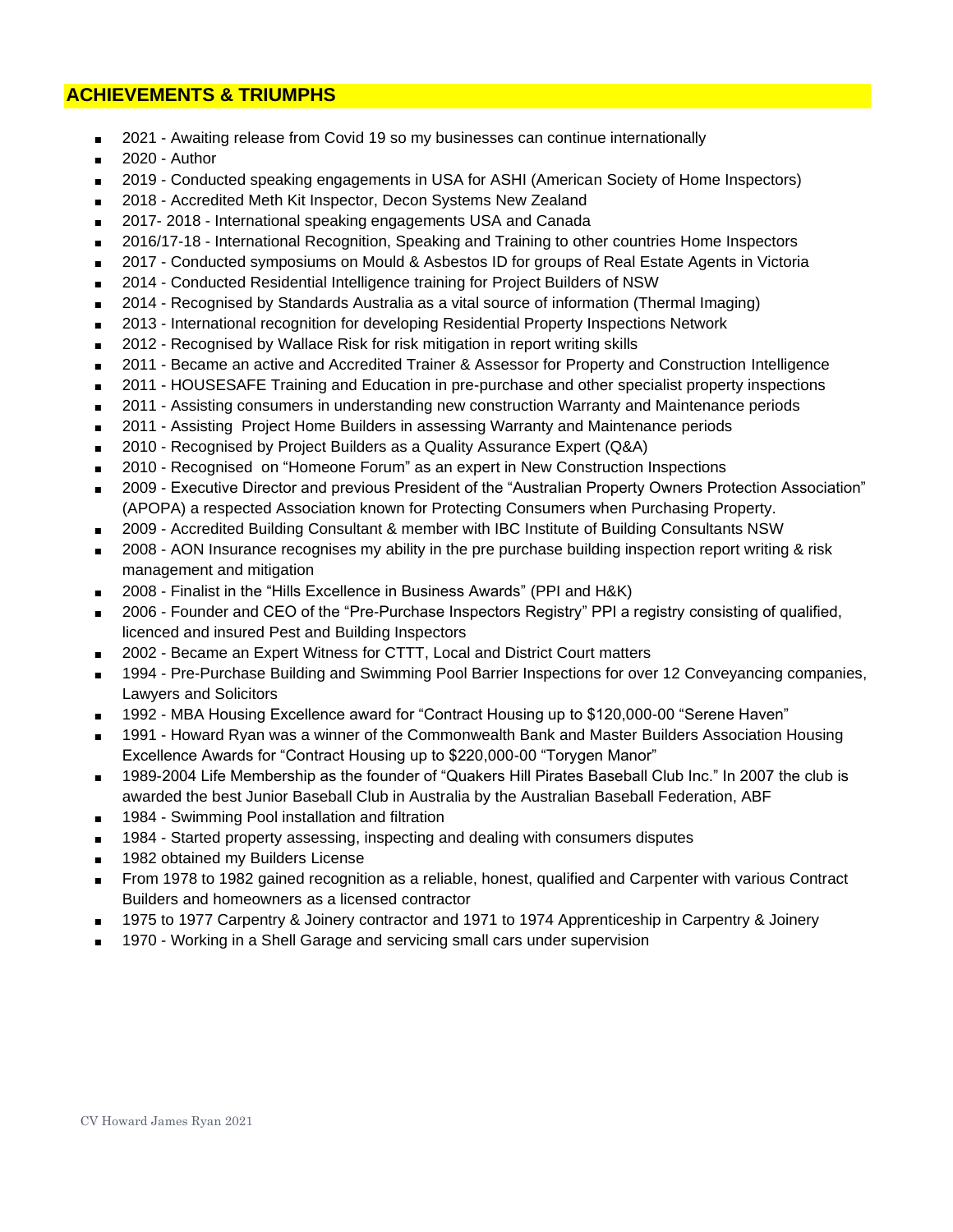## ACHIEVEMENTS & TRIUMPHS

- 2021 - Awaiting release from Covid 19 so my businesses can continue internationally
- 2020 - Author
- 2019 - Conducted speaking engagements in USA for ASHI (American Society of Home Inspectors)
- 2018 - Accredited Meth Kit Inspector, Decon Systems New Zealand
- 2017- 2018 - International speaking engagements USA and Canada
- 2016/17-18 - International Recognition, Speaking and Training to other countries Home Inspectors
- 2017 - Conducted symposiums on Mould & Asbestos ID for groups of Real Estate Agents in Victoria
- 2014 - Conducted Residential Intelligence training for Project Builders of NSW
- 2014 - Recognised by Standards Australia as a vital source of information (Thermal Imaging)
- 2013 - International recognition for developing Residential Property Inspections Network
- 2012 - Recognised by Wallace Risk for risk mitigation in report writing skills
- 2011 - Became an active and Accredited Trainer & Assessor for Property and Construction Intelligence
- 2011 - HOUSESAFE Training and Education in pre-purchase and other specialist property inspections
- 2011 - Assisting consumers in understanding new construction Warranty and Maintenance periods
- 2011 - Assisting Project Home Builders in assessing Warranty and Maintenance periods
- 2010 - Recognised by Project Builders as a Quality Assurance Expert (Q&A)
- 2010 - Recognised on "Homeone Forum" as an expert in New Construction Inspections
- 2009 - Executive Director and previous President of the "Australian Property Owners Protection Association" (APOPA) a respected Association known for Protecting Consumers when Purchasing Property.
- 2009 - Accredited Building Consultant & member with IBC Institute of Building Consultants NSW
- 2008 - AON Insurance recognises my ability in the pre purchase building inspection report writing & risk management and mitigation
- 2008 - Finalist in the "Hills Excellence in Business Awards" (PPI and H&K)
- 2006 - Founder and CEO of the "Pre-Purchase Inspectors Registry" PPI a registry consisting of qualified, licenced and insured Pest and Building Inspectors
- 2002 - Became an Expert Witness for CTTT, Local and District Court matters
- 1994 - Pre-Purchase Building and Swimming Pool Barrier Inspections for over 12 Conveyancing companies, Lawyers and Solicitors
- 1992 - MBA Housing Excellence award for "Contract Housing up to $120,000-00 "Serene Haven"
- 1991 - Howard Ryan was a winner of the Commonwealth Bank and Master Builders Association Housing Excellence Awards for "Contract Housing up to $220,000-00 "Torygen Manor"
- 1989-2004 Life Membership as the founder of "Quakers Hill Pirates Baseball Club Inc." In 2007 the club is awarded the best Junior Baseball Club in Australia by the Australian Baseball Federation, ABF
- 1984 - Swimming Pool installation and filtration
- 1984 - Started property assessing, inspecting and dealing with consumers disputes
- 1982 obtained my Builders License
- From 1978 to 1982 gained recognition as a reliable, honest, qualified and Carpenter with various Contract Builders and homeowners as a licensed contractor
- 1975 to 1977 Carpentry & Joinery contractor and 1971 to 1974 Apprenticeship in Carpentry & Joinery
- 1970 - Working in a Shell Garage and servicing small cars under supervision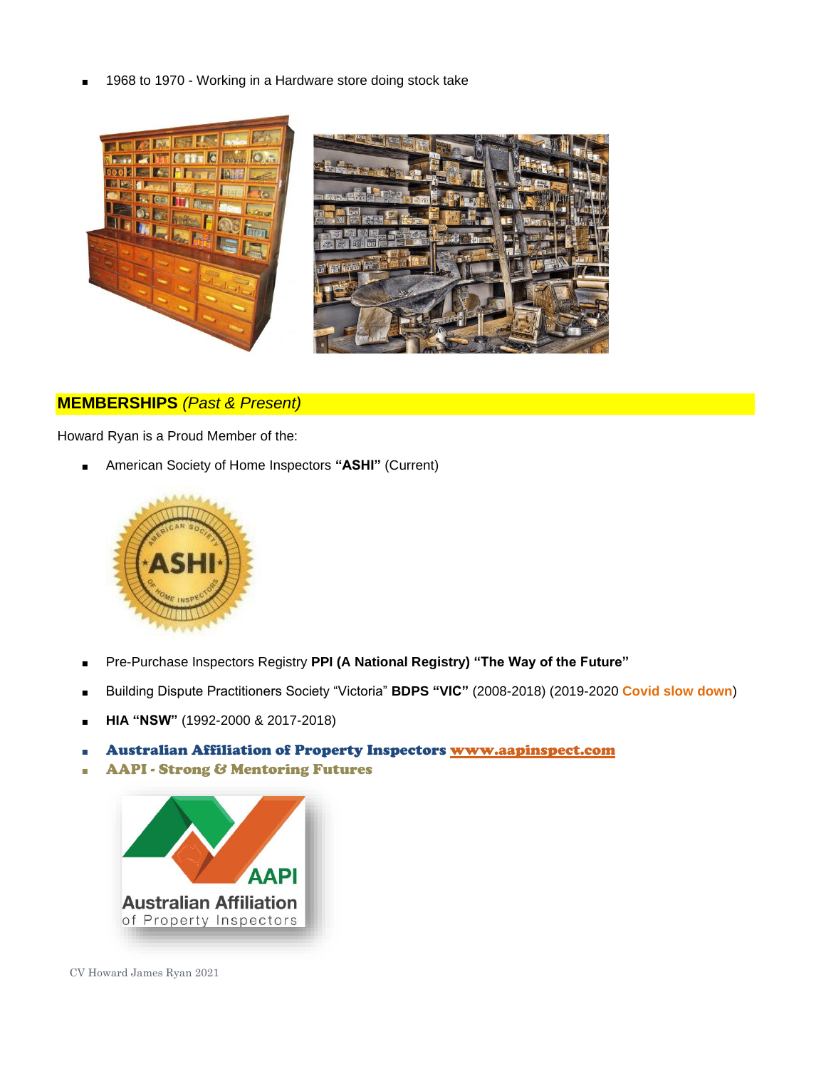- 1968 to 1970 - Working in a Hardware store doing stock take

## **MEMBERSHIPS** *(Past & Present)*

Howard Ryan is a Proud Member of the:

- American Society of Home Inspectors **"ASHI"** (Current)

- Pre-Purchase Inspectors Registry **PPI (A National Registry) "The Way of the Future"**
- Building Dispute Practitioners Society "Victoria" **BDPS "VIC"** (2008-2018) (2019-2020 **Covid slow down**)
- **HIA "NSW"** (1992-2000 & 2017-2018)
- **Australian Affiliation of Property Inspectors www.aapinspect.com**
- **AAPI - Strong & Mentoring Futures**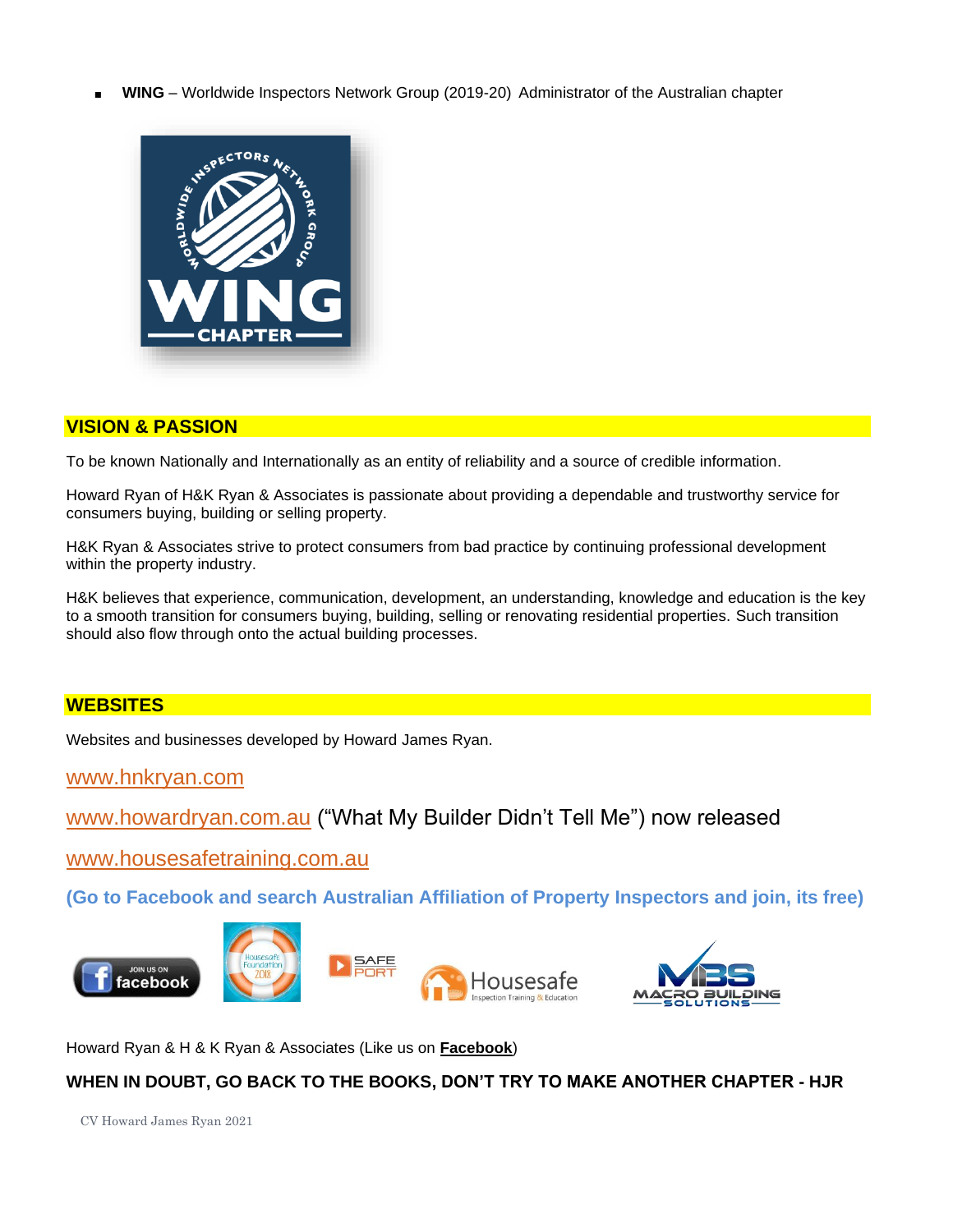- **WING** – Worldwide Inspectors Network Group (2019-20) Administrator of the Australian chapter

## VISION & PASSION

To be known Nationally and Internationally as an entity of reliability and a source of credible information.

Howard Ryan of H&K Ryan & Associates is passionate about providing a dependable and trustworthy service for consumers buying, building or selling property.

H&K Ryan & Associates strive to protect consumers from bad practice by continuing professional development within the property industry.

H&K believes that experience, communication, development, an understanding, knowledge and education is the key to a smooth transition for consumers buying, building, selling or renovating residential properties. Such transition should also flow through onto the actual building processes.

## WEBSITES

Websites and businesses developed by Howard James Ryan.

www.hnkryan.com

www.howardryan.com.au ("What My Builder Didn't Tell Me") now released

www.housesafetraining.com.au

**(Go to Facebook and search Australian Affiliation of Property Inspectors and join, its free)**

Howard Ryan & H & K Ryan & Associates (Like us on **Facebook**)

**WHEN IN DOUBT, GO BACK TO THE BOOKS, DON'T TRY TO MAKE ANOTHER CHAPTER - HJR**